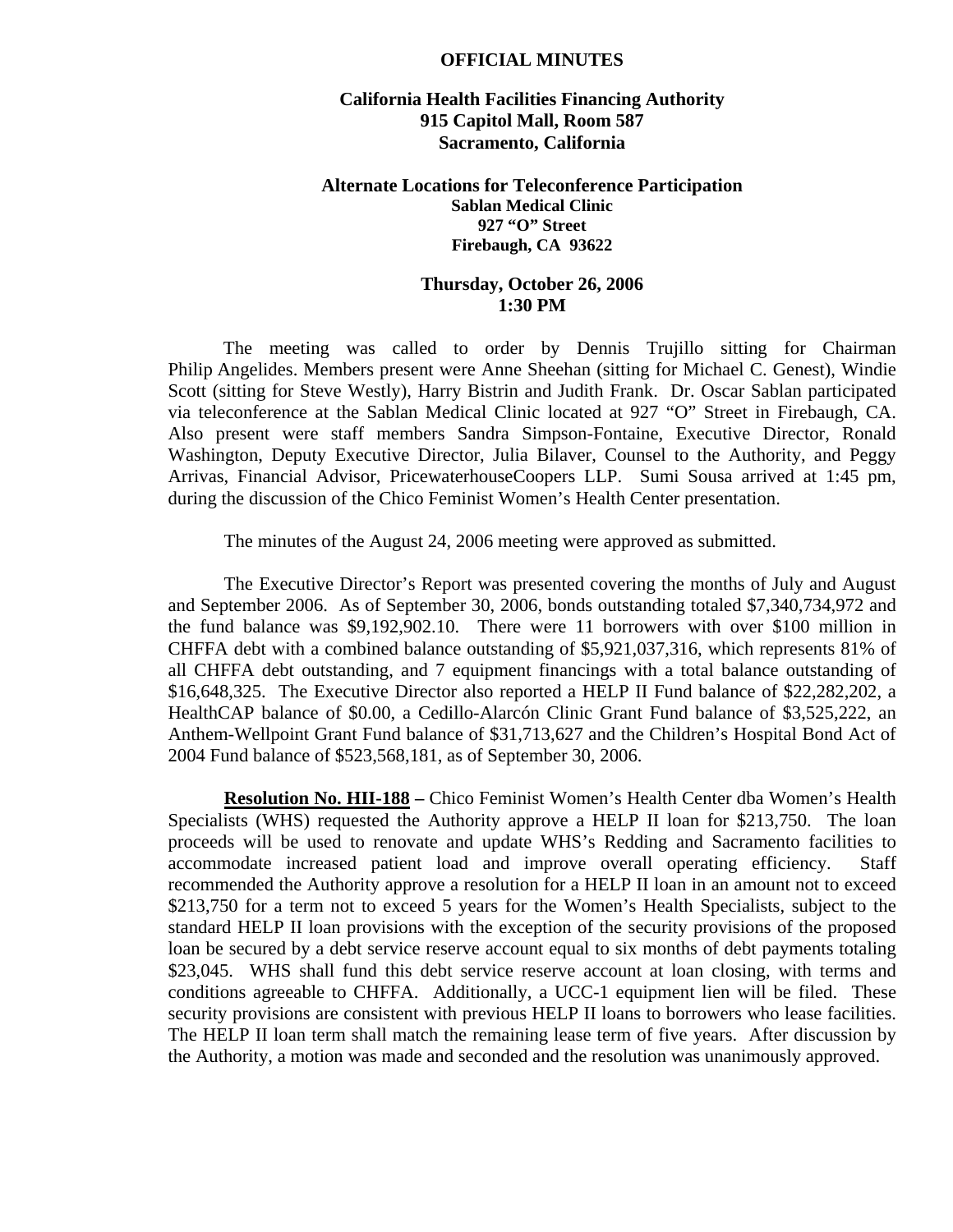**OFFICIAL MINUTES**

**California Health Facilities Financing Authority**
**915 Capitol Mall, Room 587**
**Sacramento, California**

**Alternate Locations for Teleconference Participation**
**Sablan Medical Clinic**
**927 "O" Street**
**Firebaugh, CA 93622**

**Thursday, October 26, 2006**
**1:30 PM**

The meeting was called to order by Dennis Trujillo sitting for Chairman Philip Angelides. Members present were Anne Sheehan (sitting for Michael C. Genest), Windie Scott (sitting for Steve Westly), Harry Bistrin and Judith Frank. Dr. Oscar Sablan participated via teleconference at the Sablan Medical Clinic located at 927 "O" Street in Firebaugh, CA. Also present were staff members Sandra Simpson-Fontaine, Executive Director, Ronald Washington, Deputy Executive Director, Julia Bilaver, Counsel to the Authority, and Peggy Arrivas, Financial Advisor, PricewaterhouseCoopers LLP. Sumi Sousa arrived at 1:45 pm, during the discussion of the Chico Feminist Women's Health Center presentation.

The minutes of the August 24, 2006 meeting were approved as submitted.

The Executive Director's Report was presented covering the months of July and August and September 2006. As of September 30, 2006, bonds outstanding totaled $7,340,734,972 and the fund balance was $9,192,902.10. There were 11 borrowers with over $100 million in CHFFA debt with a combined balance outstanding of $5,921,037,316, which represents 81% of all CHFFA debt outstanding, and 7 equipment financings with a total balance outstanding of $16,648,325. The Executive Director also reported a HELP II Fund balance of $22,282,202, a HealthCAP balance of $0.00, a Cedillo-Alarcón Clinic Grant Fund balance of $3,525,222, an Anthem-Wellpoint Grant Fund balance of $31,713,627 and the Children's Hospital Bond Act of 2004 Fund balance of $523,568,181, as of September 30, 2006.

**Resolution No. HII-188 –** Chico Feminist Women's Health Center dba Women's Health Specialists (WHS) requested the Authority approve a HELP II loan for $213,750. The loan proceeds will be used to renovate and update WHS's Redding and Sacramento facilities to accommodate increased patient load and improve overall operating efficiency. Staff recommended the Authority approve a resolution for a HELP II loan in an amount not to exceed $213,750 for a term not to exceed 5 years for the Women's Health Specialists, subject to the standard HELP II loan provisions with the exception of the security provisions of the proposed loan be secured by a debt service reserve account equal to six months of debt payments totaling $23,045. WHS shall fund this debt service reserve account at loan closing, with terms and conditions agreeable to CHFFA. Additionally, a UCC-1 equipment lien will be filed. These security provisions are consistent with previous HELP II loans to borrowers who lease facilities. The HELP II loan term shall match the remaining lease term of five years. After discussion by the Authority, a motion was made and seconded and the resolution was unanimously approved.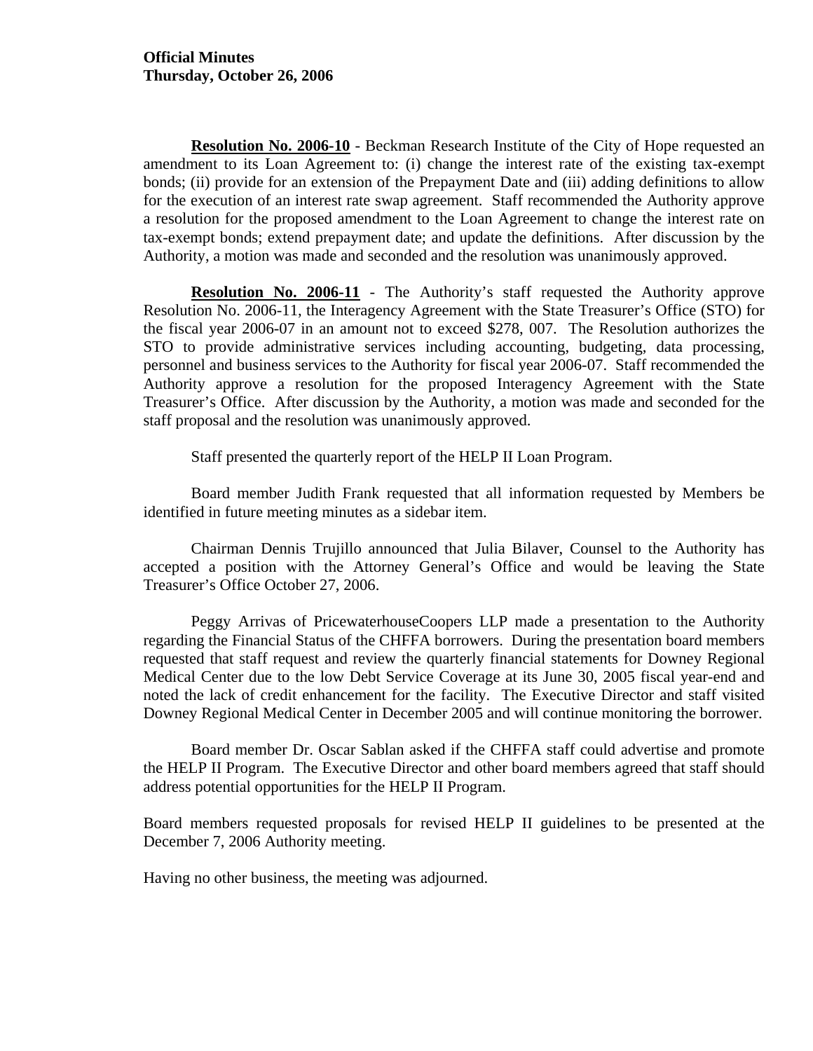**Official Minutes**
**Thursday, October 26, 2006**

**Resolution No. 2006-10** - Beckman Research Institute of the City of Hope requested an amendment to its Loan Agreement to: (i) change the interest rate of the existing tax-exempt bonds; (ii) provide for an extension of the Prepayment Date and (iii) adding definitions to allow for the execution of an interest rate swap agreement. Staff recommended the Authority approve a resolution for the proposed amendment to the Loan Agreement to change the interest rate on tax-exempt bonds; extend prepayment date; and update the definitions. After discussion by the Authority, a motion was made and seconded and the resolution was unanimously approved.

**Resolution No. 2006-11** - The Authority's staff requested the Authority approve Resolution No. 2006-11, the Interagency Agreement with the State Treasurer's Office (STO) for the fiscal year 2006-07 in an amount not to exceed $278, 007. The Resolution authorizes the STO to provide administrative services including accounting, budgeting, data processing, personnel and business services to the Authority for fiscal year 2006-07. Staff recommended the Authority approve a resolution for the proposed Interagency Agreement with the State Treasurer's Office. After discussion by the Authority, a motion was made and seconded for the staff proposal and the resolution was unanimously approved.

Staff presented the quarterly report of the HELP II Loan Program.

Board member Judith Frank requested that all information requested by Members be identified in future meeting minutes as a sidebar item.

Chairman Dennis Trujillo announced that Julia Bilaver, Counsel to the Authority has accepted a position with the Attorney General's Office and would be leaving the State Treasurer's Office October 27, 2006.

Peggy Arrivas of PricewaterhouseCoopers LLP made a presentation to the Authority regarding the Financial Status of the CHFFA borrowers. During the presentation board members requested that staff request and review the quarterly financial statements for Downey Regional Medical Center due to the low Debt Service Coverage at its June 30, 2005 fiscal year-end and noted the lack of credit enhancement for the facility. The Executive Director and staff visited Downey Regional Medical Center in December 2005 and will continue monitoring the borrower.

Board member Dr. Oscar Sablan asked if the CHFFA staff could advertise and promote the HELP II Program. The Executive Director and other board members agreed that staff should address potential opportunities for the HELP II Program.

Board members requested proposals for revised HELP II guidelines to be presented at the December 7, 2006 Authority meeting.

Having no other business, the meeting was adjourned.